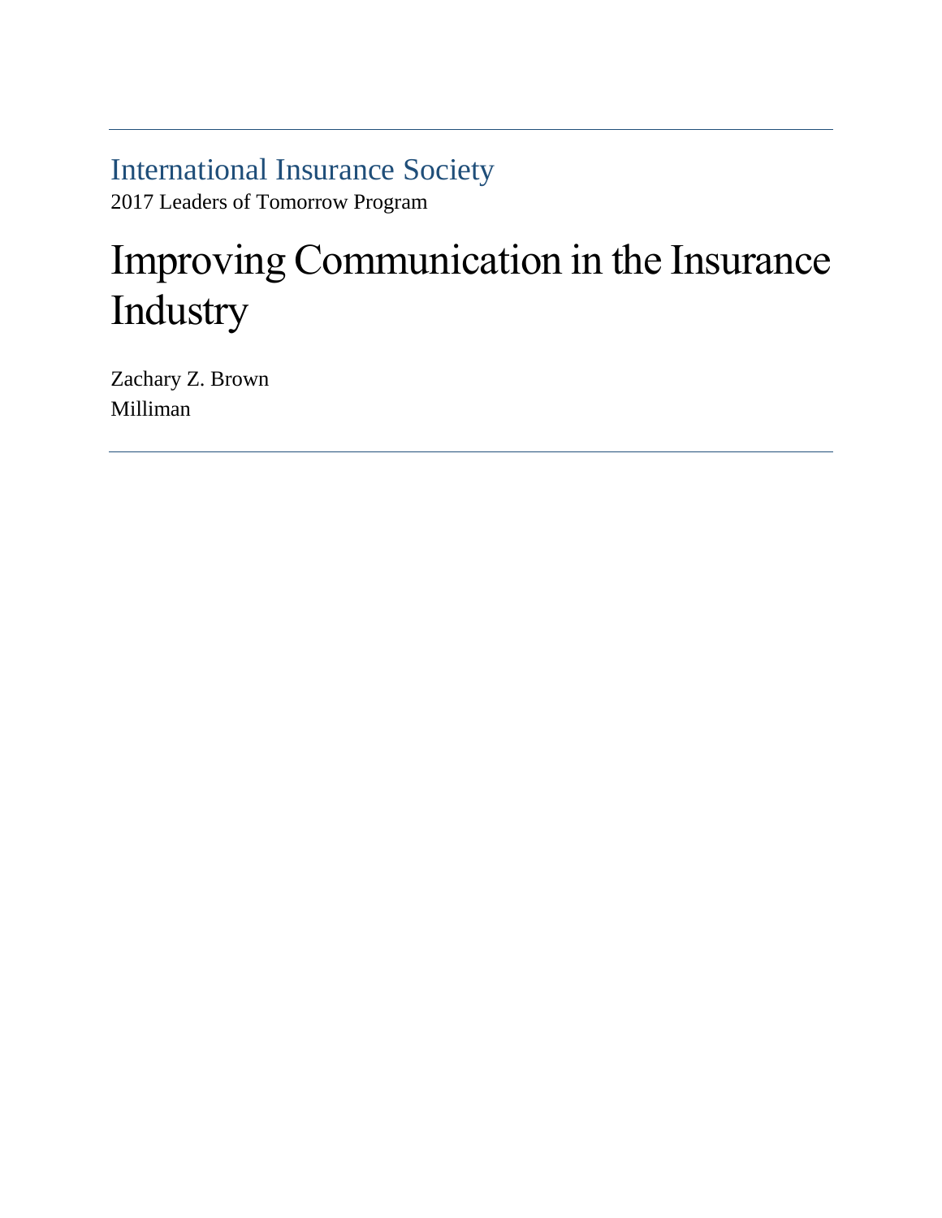International Insurance Society

2017 Leaders of Tomorrow Program

# Improving Communication in the Insurance Industry

Zachary Z. Brown

Milliman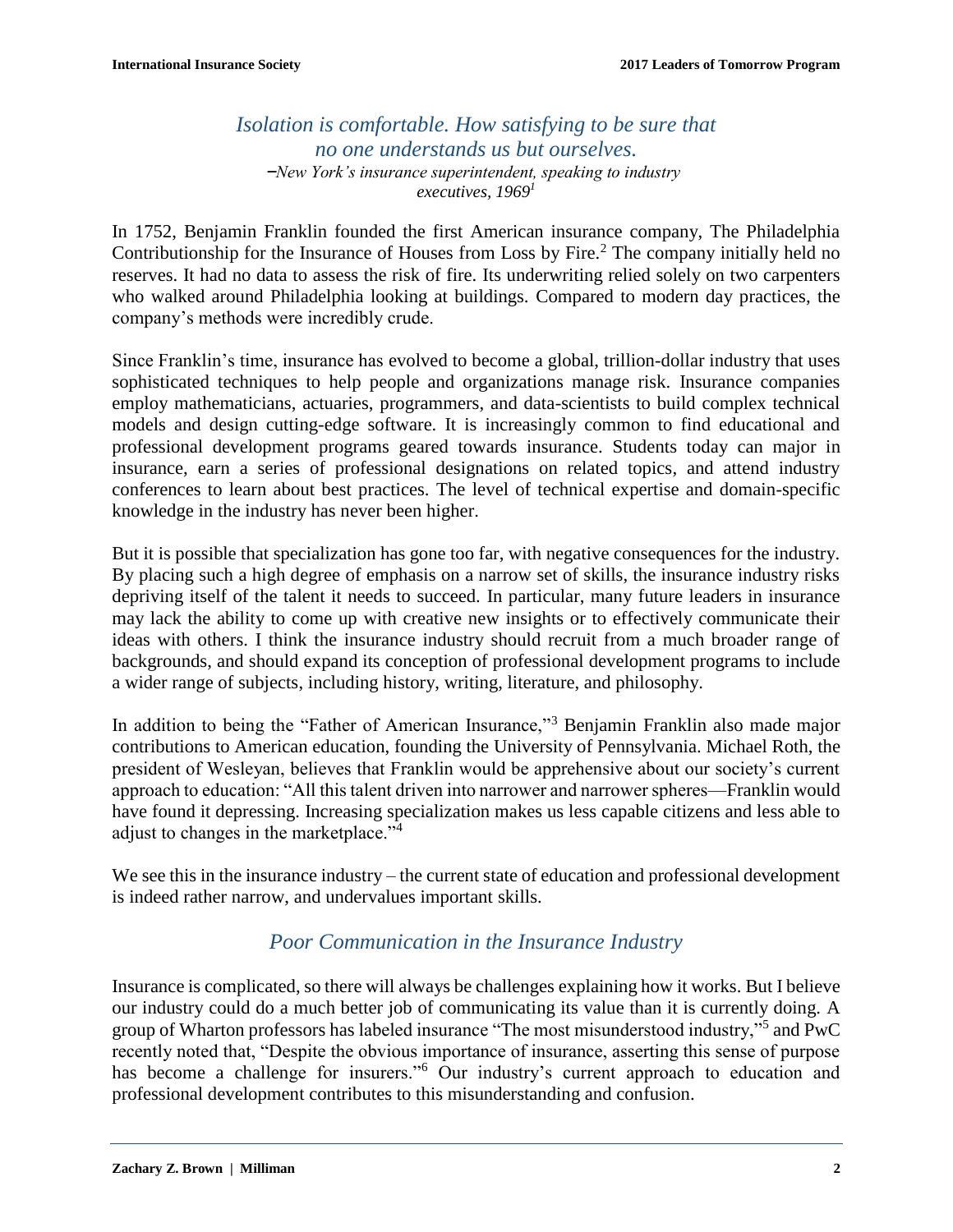*Isolation is comfortable. How satisfying to be sure that no one understands us but ourselves.*

*–New York's insurance superintendent, speaking to industry executives, 1969*[1]

In 1752, Benjamin Franklin founded the first American insurance company, The Philadelphia Contributionship for the Insurance of Houses from Loss by Fire.[2] The company initially held no reserves. It had no data to assess the risk of fire. Its underwriting relied solely on two carpenters who walked around Philadelphia looking at buildings. Compared to modern day practices, the company's methods were incredibly crude.

Since Franklin's time, insurance has evolved to become a global, trillion-dollar industry that uses sophisticated techniques to help people and organizations manage risk. Insurance companies employ mathematicians, actuaries, programmers, and data-scientists to build complex technical models and design cutting-edge software. It is increasingly common to find educational and professional development programs geared towards insurance. Students today can major in insurance, earn a series of professional designations on related topics, and attend industry conferences to learn about best practices. The level of technical expertise and domain-specific knowledge in the industry has never been higher.

But it is possible that specialization has gone too far, with negative consequences for the industry. By placing such a high degree of emphasis on a narrow set of skills, the insurance industry risks depriving itself of the talent it needs to succeed. In particular, many future leaders in insurance may lack the ability to come up with creative new insights or to effectively communicate their ideas with others. I think the insurance industry should recruit from a much broader range of backgrounds, and should expand its conception of professional development programs to include a wider range of subjects, including history, writing, literature, and philosophy.

In addition to being the "Father of American Insurance,"[3] Benjamin Franklin also made major contributions to American education, founding the University of Pennsylvania. Michael Roth, the president of Wesleyan, believes that Franklin would be apprehensive about our society's current approach to education: "All this talent driven into narrower and narrower spheres—Franklin would have found it depressing. Increasing specialization makes us less capable citizens and less able to adjust to changes in the marketplace."[4]

We see this in the insurance industry – the current state of education and professional development is indeed rather narrow, and undervalues important skills.

## Poor Communication in the Insurance Industry

Insurance is complicated, so there will always be challenges explaining how it works. But I believe our industry could do a much better job of communicating its value than it is currently doing. A group of Wharton professors has labeled insurance "The most misunderstood industry,"[5] and PwC recently noted that, "Despite the obvious importance of insurance, asserting this sense of purpose has become a challenge for insurers."[6] Our industry's current approach to education and professional development contributes to this misunderstanding and confusion.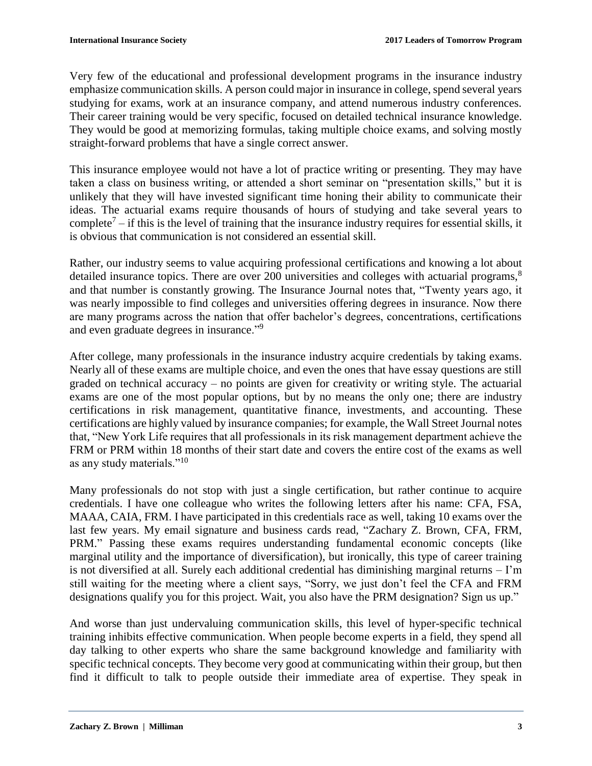Very few of the educational and professional development programs in the insurance industry emphasize communication skills. A person could major in insurance in college, spend several years studying for exams, work at an insurance company, and attend numerous industry conferences. Their career training would be very specific, focused on detailed technical insurance knowledge. They would be good at memorizing formulas, taking multiple choice exams, and solving mostly straight-forward problems that have a single correct answer.

This insurance employee would not have a lot of practice writing or presenting. They may have taken a class on business writing, or attended a short seminar on "presentation skills," but it is unlikely that they will have invested significant time honing their ability to communicate their ideas. The actuarial exams require thousands of hours of studying and take several years to complete[7] – if this is the level of training that the insurance industry requires for essential skills, it is obvious that communication is not considered an essential skill.

Rather, our industry seems to value acquiring professional certifications and knowing a lot about detailed insurance topics. There are over 200 universities and colleges with actuarial programs,[8] and that number is constantly growing. The Insurance Journal notes that, "Twenty years ago, it was nearly impossible to find colleges and universities offering degrees in insurance. Now there are many programs across the nation that offer bachelor's degrees, concentrations, certifications and even graduate degrees in insurance."[9]

After college, many professionals in the insurance industry acquire credentials by taking exams. Nearly all of these exams are multiple choice, and even the ones that have essay questions are still graded on technical accuracy – no points are given for creativity or writing style. The actuarial exams are one of the most popular options, but by no means the only one; there are industry certifications in risk management, quantitative finance, investments, and accounting. These certifications are highly valued by insurance companies; for example, the Wall Street Journal notes that, "New York Life requires that all professionals in its risk management department achieve the FRM or PRM within 18 months of their start date and covers the entire cost of the exams as well as any study materials."[10]

Many professionals do not stop with just a single certification, but rather continue to acquire credentials. I have one colleague who writes the following letters after his name: CFA, FSA, MAAA, CAIA, FRM. I have participated in this credentials race as well, taking 10 exams over the last few years. My email signature and business cards read, "Zachary Z. Brown, CFA, FRM, PRM." Passing these exams requires understanding fundamental economic concepts (like marginal utility and the importance of diversification), but ironically, this type of career training is not diversified at all. Surely each additional credential has diminishing marginal returns – I'm still waiting for the meeting where a client says, "Sorry, we just don't feel the CFA and FRM designations qualify you for this project. Wait, you also have the PRM designation? Sign us up."

And worse than just undervaluing communication skills, this level of hyper-specific technical training inhibits effective communication. When people become experts in a field, they spend all day talking to other experts who share the same background knowledge and familiarity with specific technical concepts. They become very good at communicating within their group, but then find it difficult to talk to people outside their immediate area of expertise. They speak in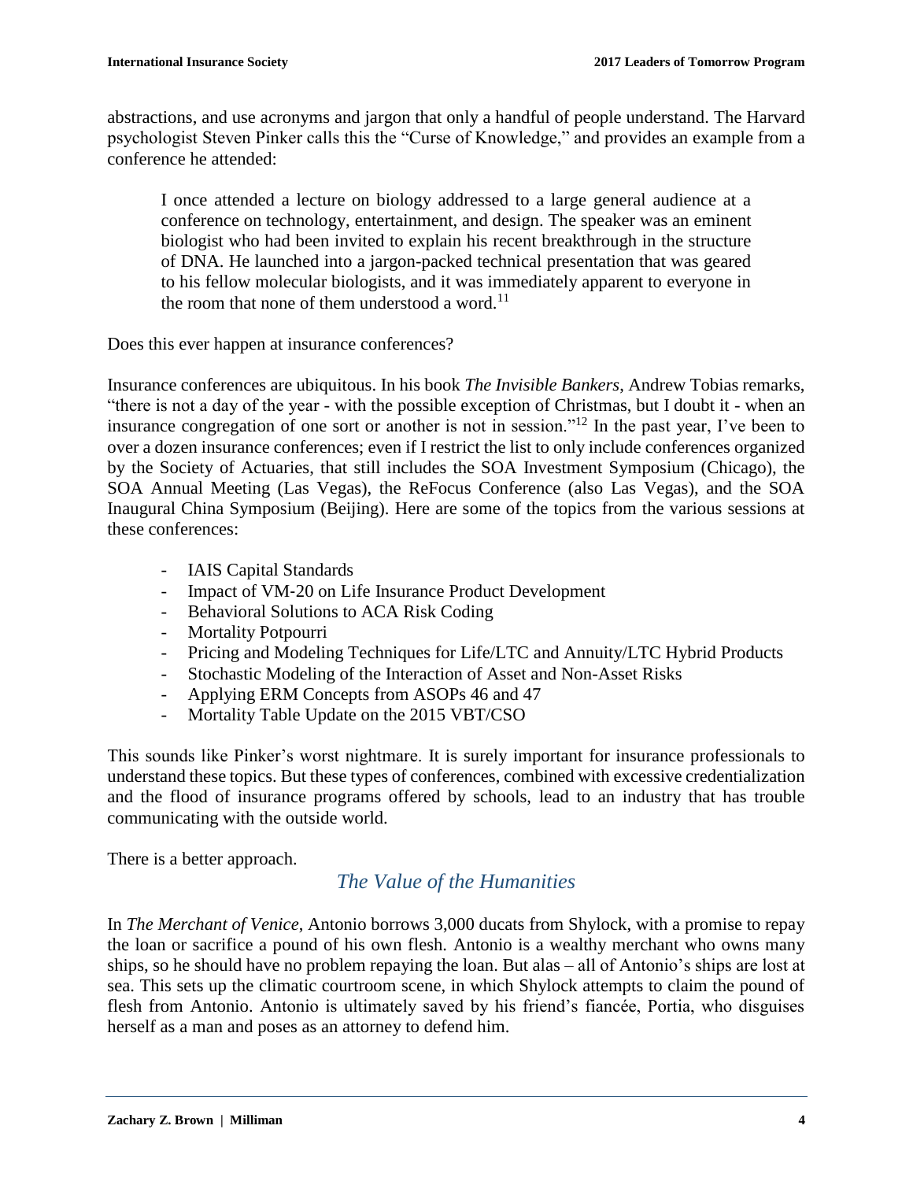abstractions, and use acronyms and jargon that only a handful of people understand. The Harvard psychologist Steven Pinker calls this the "Curse of Knowledge," and provides an example from a conference he attended:

> I once attended a lecture on biology addressed to a large general audience at a conference on technology, entertainment, and design. The speaker was an eminent biologist who had been invited to explain his recent breakthrough in the structure of DNA. He launched into a jargon-packed technical presentation that was geared to his fellow molecular biologists, and it was immediately apparent to everyone in the room that none of them understood a word.[11]

Does this ever happen at insurance conferences?

Insurance conferences are ubiquitous. In his book *The Invisible Bankers*, Andrew Tobias remarks, "there is not a day of the year - with the possible exception of Christmas, but I doubt it - when an insurance congregation of one sort or another is not in session."[12] In the past year, I've been to over a dozen insurance conferences; even if I restrict the list to only include conferences organized by the Society of Actuaries, that still includes the SOA Investment Symposium (Chicago), the SOA Annual Meeting (Las Vegas), the ReFocus Conference (also Las Vegas), and the SOA Inaugural China Symposium (Beijing). Here are some of the topics from the various sessions at these conferences:

- IAIS Capital Standards
- Impact of VM-20 on Life Insurance Product Development
- Behavioral Solutions to ACA Risk Coding
- Mortality Potpourri
- Pricing and Modeling Techniques for Life/LTC and Annuity/LTC Hybrid Products
- Stochastic Modeling of the Interaction of Asset and Non-Asset Risks
- Applying ERM Concepts from ASOPs 46 and 47
- Mortality Table Update on the 2015 VBT/CSO

This sounds like Pinker's worst nightmare. It is surely important for insurance professionals to understand these topics. But these types of conferences, combined with excessive credentialization and the flood of insurance programs offered by schools, lead to an industry that has trouble communicating with the outside world.

There is a better approach.

## *The Value of the Humanities*

In *The Merchant of Venice*, Antonio borrows 3,000 ducats from Shylock, with a promise to repay the loan or sacrifice a pound of his own flesh. Antonio is a wealthy merchant who owns many ships, so he should have no problem repaying the loan. But alas – all of Antonio's ships are lost at sea. This sets up the climatic courtroom scene, in which Shylock attempts to claim the pound of flesh from Antonio. Antonio is ultimately saved by his friend's fiancée, Portia, who disguises herself as a man and poses as an attorney to defend him.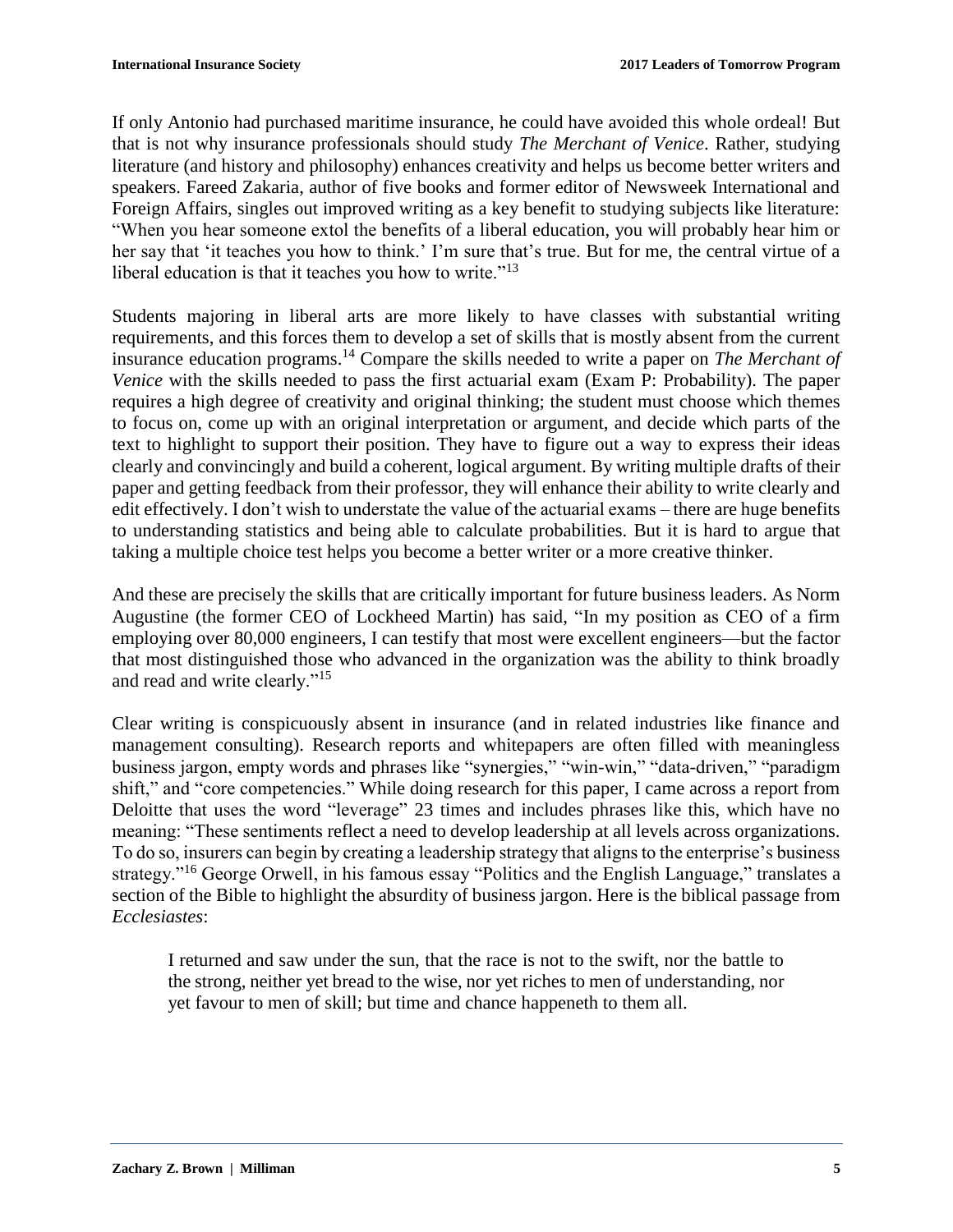If only Antonio had purchased maritime insurance, he could have avoided this whole ordeal! But that is not why insurance professionals should study *The Merchant of Venice*. Rather, studying literature (and history and philosophy) enhances creativity and helps us become better writers and speakers. Fareed Zakaria, author of five books and former editor of Newsweek International and Foreign Affairs, singles out improved writing as a key benefit to studying subjects like literature: "When you hear someone extol the benefits of a liberal education, you will probably hear him or her say that 'it teaches you how to think.' I'm sure that's true. But for me, the central virtue of a liberal education is that it teaches you how to write."[13]

Students majoring in liberal arts are more likely to have classes with substantial writing requirements, and this forces them to develop a set of skills that is mostly absent from the current insurance education programs.[14] Compare the skills needed to write a paper on *The Merchant of Venice* with the skills needed to pass the first actuarial exam (Exam P: Probability). The paper requires a high degree of creativity and original thinking; the student must choose which themes to focus on, come up with an original interpretation or argument, and decide which parts of the text to highlight to support their position. They have to figure out a way to express their ideas clearly and convincingly and build a coherent, logical argument. By writing multiple drafts of their paper and getting feedback from their professor, they will enhance their ability to write clearly and edit effectively. I don't wish to understate the value of the actuarial exams – there are huge benefits to understanding statistics and being able to calculate probabilities. But it is hard to argue that taking a multiple choice test helps you become a better writer or a more creative thinker.

And these are precisely the skills that are critically important for future business leaders. As Norm Augustine (the former CEO of Lockheed Martin) has said, "In my position as CEO of a firm employing over 80,000 engineers, I can testify that most were excellent engineers—but the factor that most distinguished those who advanced in the organization was the ability to think broadly and read and write clearly."[15]

Clear writing is conspicuously absent in insurance (and in related industries like finance and management consulting). Research reports and whitepapers are often filled with meaningless business jargon, empty words and phrases like "synergies," "win-win," "data-driven," "paradigm shift," and "core competencies." While doing research for this paper, I came across a report from Deloitte that uses the word "leverage" 23 times and includes phrases like this, which have no meaning: "These sentiments reflect a need to develop leadership at all levels across organizations. To do so, insurers can begin by creating a leadership strategy that aligns to the enterprise's business strategy."[16] George Orwell, in his famous essay "Politics and the English Language," translates a section of the Bible to highlight the absurdity of business jargon. Here is the biblical passage from *Ecclesiastes*:

> I returned and saw under the sun, that the race is not to the swift, nor the battle to the strong, neither yet bread to the wise, nor yet riches to men of understanding, nor yet favour to men of skill; but time and chance happeneth to them all.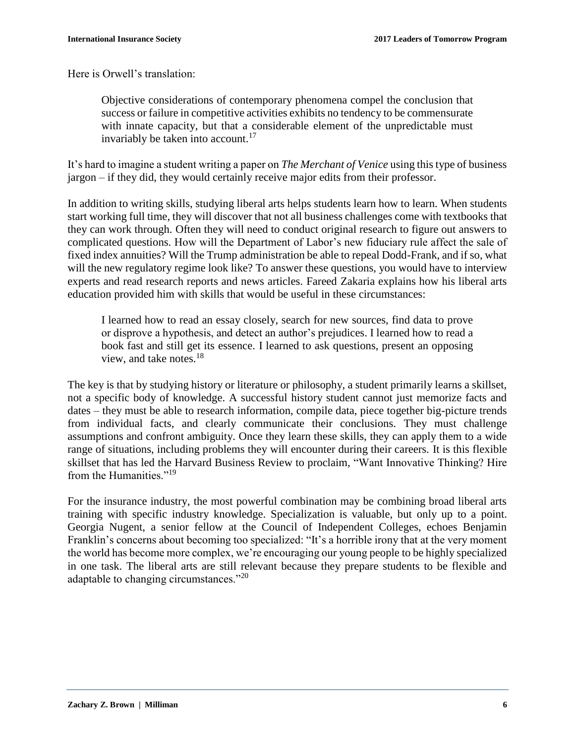Here is Orwell's translation:

> Objective considerations of contemporary phenomena compel the conclusion that success or failure in competitive activities exhibits no tendency to be commensurate with innate capacity, but that a considerable element of the unpredictable must invariably be taken into account.[17]

It's hard to imagine a student writing a paper on *The Merchant of Venice* using this type of business jargon – if they did, they would certainly receive major edits from their professor.

In addition to writing skills, studying liberal arts helps students learn how to learn. When students start working full time, they will discover that not all business challenges come with textbooks that they can work through. Often they will need to conduct original research to figure out answers to complicated questions. How will the Department of Labor's new fiduciary rule affect the sale of fixed index annuities? Will the Trump administration be able to repeal Dodd-Frank, and if so, what will the new regulatory regime look like? To answer these questions, you would have to interview experts and read research reports and news articles. Fareed Zakaria explains how his liberal arts education provided him with skills that would be useful in these circumstances:

> I learned how to read an essay closely, search for new sources, find data to prove or disprove a hypothesis, and detect an author's prejudices. I learned how to read a book fast and still get its essence. I learned to ask questions, present an opposing view, and take notes.[18]

The key is that by studying history or literature or philosophy, a student primarily learns a skillset, not a specific body of knowledge. A successful history student cannot just memorize facts and dates – they must be able to research information, compile data, piece together big-picture trends from individual facts, and clearly communicate their conclusions. They must challenge assumptions and confront ambiguity. Once they learn these skills, they can apply them to a wide range of situations, including problems they will encounter during their careers. It is this flexible skillset that has led the Harvard Business Review to proclaim, "Want Innovative Thinking? Hire from the Humanities."[19]

For the insurance industry, the most powerful combination may be combining broad liberal arts training with specific industry knowledge. Specialization is valuable, but only up to a point. Georgia Nugent, a senior fellow at the Council of Independent Colleges, echoes Benjamin Franklin's concerns about becoming too specialized: "It's a horrible irony that at the very moment the world has become more complex, we're encouraging our young people to be highly specialized in one task. The liberal arts are still relevant because they prepare students to be flexible and adaptable to changing circumstances."[20]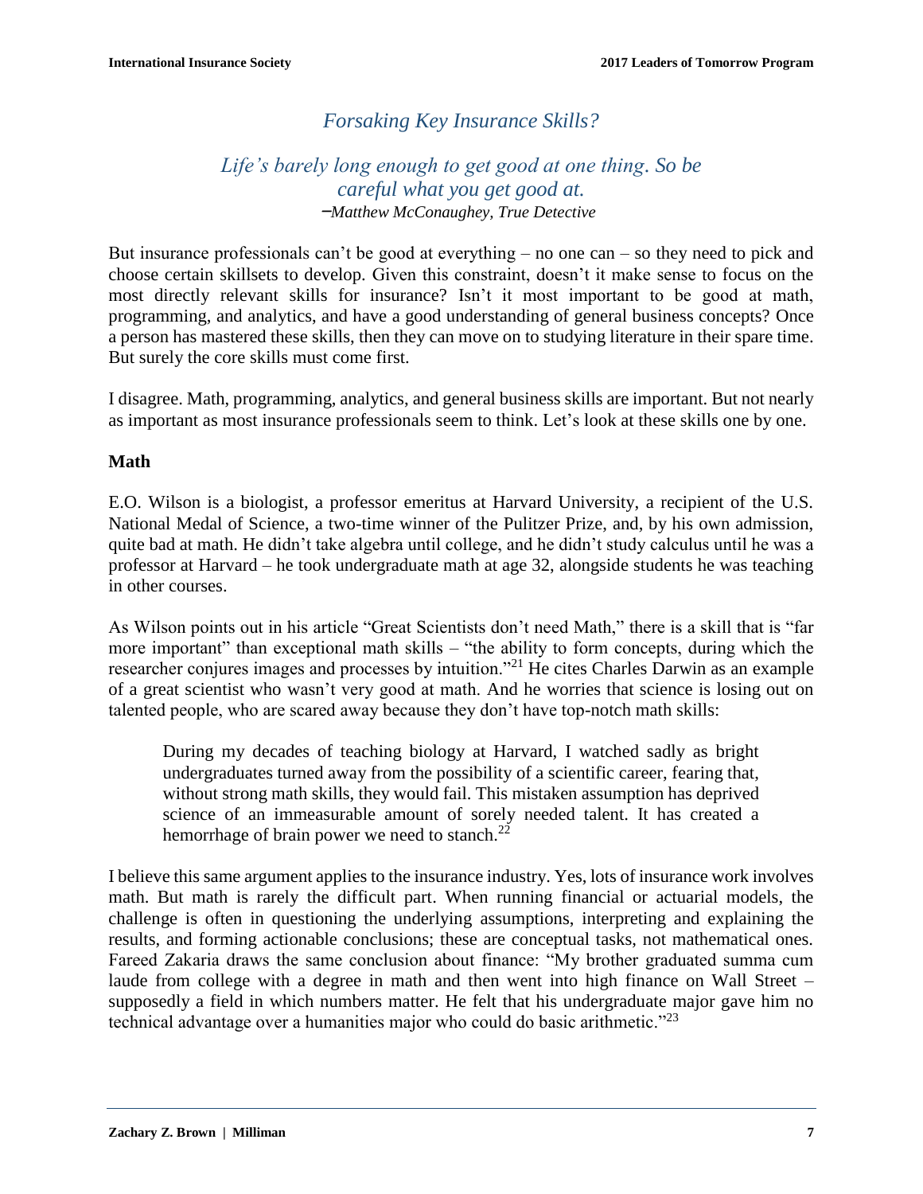## *Forsaking Key Insurance Skills?*

*Life's barely long enough to get good at one thing. So be careful what you get good at.*
*–Matthew McConaughey, True Detective*

But insurance professionals can't be good at everything – no one can – so they need to pick and choose certain skillsets to develop. Given this constraint, doesn't it make sense to focus on the most directly relevant skills for insurance? Isn't it most important to be good at math, programming, and analytics, and have a good understanding of general business concepts? Once a person has mastered these skills, then they can move on to studying literature in their spare time. But surely the core skills must come first.

I disagree. Math, programming, analytics, and general business skills are important. But not nearly as important as most insurance professionals seem to think. Let's look at these skills one by one.

### Math

E.O. Wilson is a biologist, a professor emeritus at Harvard University, a recipient of the U.S. National Medal of Science, a two-time winner of the Pulitzer Prize, and, by his own admission, quite bad at math. He didn't take algebra until college, and he didn't study calculus until he was a professor at Harvard – he took undergraduate math at age 32, alongside students he was teaching in other courses.

As Wilson points out in his article "Great Scientists don't need Math," there is a skill that is "far more important" than exceptional math skills – "the ability to form concepts, during which the researcher conjures images and processes by intuition."[21] He cites Charles Darwin as an example of a great scientist who wasn't very good at math. And he worries that science is losing out on talented people, who are scared away because they don't have top-notch math skills:

> During my decades of teaching biology at Harvard, I watched sadly as bright undergraduates turned away from the possibility of a scientific career, fearing that, without strong math skills, they would fail. This mistaken assumption has deprived science of an immeasurable amount of sorely needed talent. It has created a hemorrhage of brain power we need to stanch.[22]

I believe this same argument applies to the insurance industry. Yes, lots of insurance work involves math. But math is rarely the difficult part. When running financial or actuarial models, the challenge is often in questioning the underlying assumptions, interpreting and explaining the results, and forming actionable conclusions; these are conceptual tasks, not mathematical ones. Fareed Zakaria draws the same conclusion about finance: "My brother graduated summa cum laude from college with a degree in math and then went into high finance on Wall Street – supposedly a field in which numbers matter. He felt that his undergraduate major gave him no technical advantage over a humanities major who could do basic arithmetic."[23]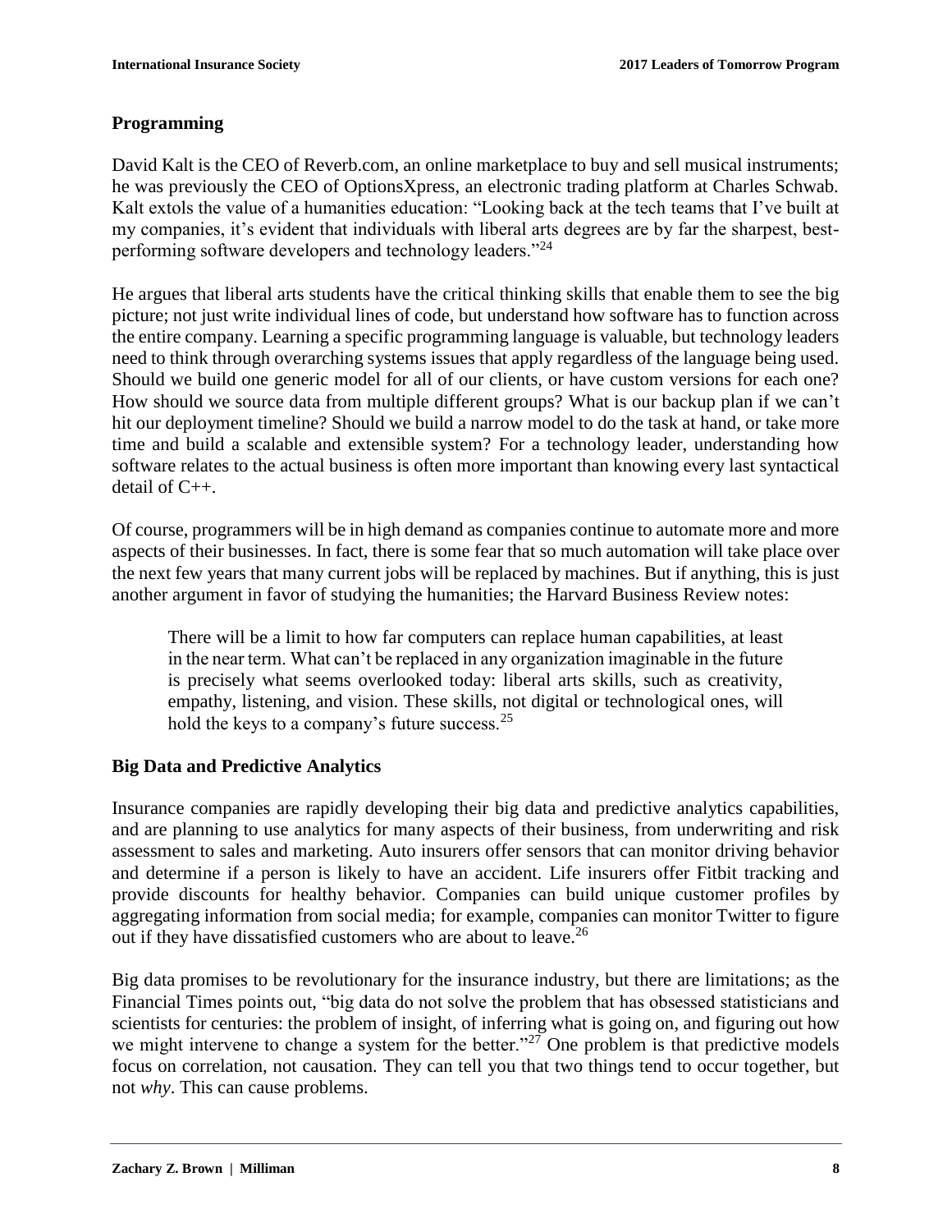## Programming

David Kalt is the CEO of Reverb.com, an online marketplace to buy and sell musical instruments; he was previously the CEO of OptionsXpress, an electronic trading platform at Charles Schwab. Kalt extols the value of a humanities education: "Looking back at the tech teams that I've built at my companies, it's evident that individuals with liberal arts degrees are by far the sharpest, best-performing software developers and technology leaders."[24]

He argues that liberal arts students have the critical thinking skills that enable them to see the big picture; not just write individual lines of code, but understand how software has to function across the entire company. Learning a specific programming language is valuable, but technology leaders need to think through overarching systems issues that apply regardless of the language being used. Should we build one generic model for all of our clients, or have custom versions for each one? How should we source data from multiple different groups? What is our backup plan if we can't hit our deployment timeline? Should we build a narrow model to do the task at hand, or take more time and build a scalable and extensible system? For a technology leader, understanding how software relates to the actual business is often more important than knowing every last syntactical detail of C++.

Of course, programmers will be in high demand as companies continue to automate more and more aspects of their businesses. In fact, there is some fear that so much automation will take place over the next few years that many current jobs will be replaced by machines. But if anything, this is just another argument in favor of studying the humanities; the Harvard Business Review notes:

> There will be a limit to how far computers can replace human capabilities, at least in the near term. What can't be replaced in any organization imaginable in the future is precisely what seems overlooked today: liberal arts skills, such as creativity, empathy, listening, and vision. These skills, not digital or technological ones, will hold the keys to a company's future success.[25]

## Big Data and Predictive Analytics

Insurance companies are rapidly developing their big data and predictive analytics capabilities, and are planning to use analytics for many aspects of their business, from underwriting and risk assessment to sales and marketing. Auto insurers offer sensors that can monitor driving behavior and determine if a person is likely to have an accident. Life insurers offer Fitbit tracking and provide discounts for healthy behavior. Companies can build unique customer profiles by aggregating information from social media; for example, companies can monitor Twitter to figure out if they have dissatisfied customers who are about to leave.[26]

Big data promises to be revolutionary for the insurance industry, but there are limitations; as the Financial Times points out, "big data do not solve the problem that has obsessed statisticians and scientists for centuries: the problem of insight, of inferring what is going on, and figuring out how we might intervene to change a system for the better."[27] One problem is that predictive models focus on correlation, not causation. They can tell you that two things tend to occur together, but not *why*. This can cause problems.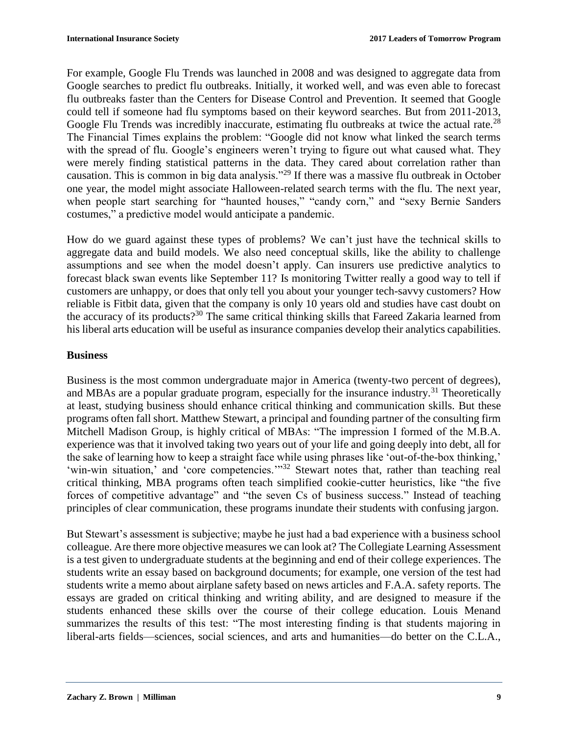For example, Google Flu Trends was launched in 2008 and was designed to aggregate data from Google searches to predict flu outbreaks. Initially, it worked well, and was even able to forecast flu outbreaks faster than the Centers for Disease Control and Prevention. It seemed that Google could tell if someone had flu symptoms based on their keyword searches. But from 2011-2013, Google Flu Trends was incredibly inaccurate, estimating flu outbreaks at twice the actual rate.[28] The Financial Times explains the problem: "Google did not know what linked the search terms with the spread of flu. Google's engineers weren't trying to figure out what caused what. They were merely finding statistical patterns in the data. They cared about correlation rather than causation. This is common in big data analysis."[29] If there was a massive flu outbreak in October one year, the model might associate Halloween-related search terms with the flu. The next year, when people start searching for "haunted houses," "candy corn," and "sexy Bernie Sanders costumes," a predictive model would anticipate a pandemic.

How do we guard against these types of problems? We can't just have the technical skills to aggregate data and build models. We also need conceptual skills, like the ability to challenge assumptions and see when the model doesn't apply. Can insurers use predictive analytics to forecast black swan events like September 11? Is monitoring Twitter really a good way to tell if customers are unhappy, or does that only tell you about your younger tech-savvy customers? How reliable is Fitbit data, given that the company is only 10 years old and studies have cast doubt on the accuracy of its products?[30] The same critical thinking skills that Fareed Zakaria learned from his liberal arts education will be useful as insurance companies develop their analytics capabilities.

### Business

Business is the most common undergraduate major in America (twenty-two percent of degrees), and MBAs are a popular graduate program, especially for the insurance industry.[31] Theoretically at least, studying business should enhance critical thinking and communication skills. But these programs often fall short. Matthew Stewart, a principal and founding partner of the consulting firm Mitchell Madison Group, is highly critical of MBAs: "The impression I formed of the M.B.A. experience was that it involved taking two years out of your life and going deeply into debt, all for the sake of learning how to keep a straight face while using phrases like 'out-of-the-box thinking,' 'win-win situation,' and 'core competencies.'"[32] Stewart notes that, rather than teaching real critical thinking, MBA programs often teach simplified cookie-cutter heuristics, like "the five forces of competitive advantage" and "the seven Cs of business success." Instead of teaching principles of clear communication, these programs inundate their students with confusing jargon.

But Stewart's assessment is subjective; maybe he just had a bad experience with a business school colleague. Are there more objective measures we can look at? The Collegiate Learning Assessment is a test given to undergraduate students at the beginning and end of their college experiences. The students write an essay based on background documents; for example, one version of the test had students write a memo about airplane safety based on news articles and F.A.A. safety reports. The essays are graded on critical thinking and writing ability, and are designed to measure if the students enhanced these skills over the course of their college education. Louis Menand summarizes the results of this test: "The most interesting finding is that students majoring in liberal-arts fields—sciences, social sciences, and arts and humanities—do better on the C.L.A.,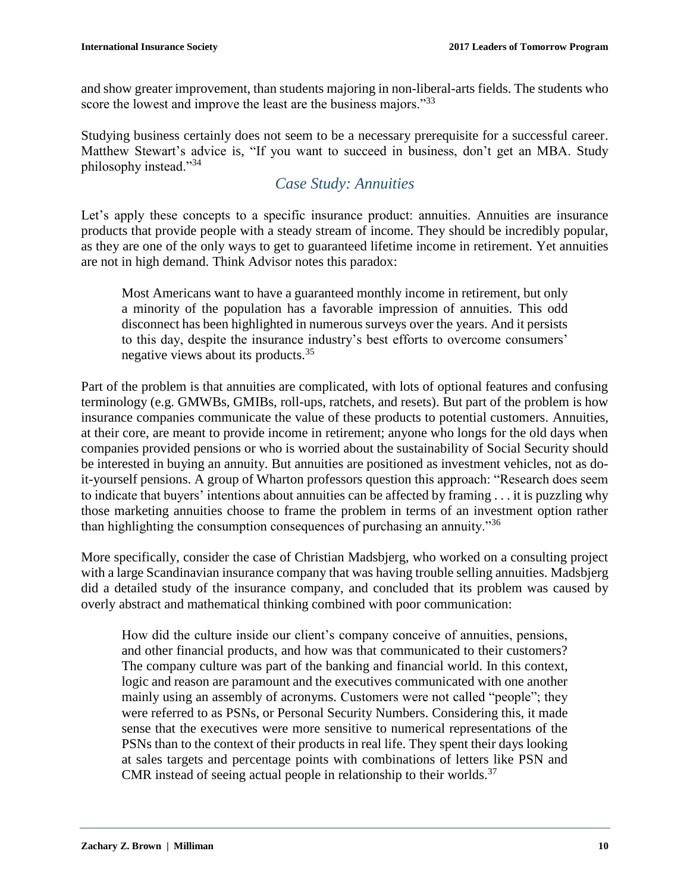and show greater improvement, than students majoring in non-liberal-arts fields. The students who score the lowest and improve the least are the business majors."[33]

Studying business certainly does not seem to be a necessary prerequisite for a successful career. Matthew Stewart's advice is, "If you want to succeed in business, don't get an MBA. Study philosophy instead."[34]

## *Case Study: Annuities*

Let's apply these concepts to a specific insurance product: annuities. Annuities are insurance products that provide people with a steady stream of income. They should be incredibly popular, as they are one of the only ways to get to guaranteed lifetime income in retirement. Yet annuities are not in high demand. Think Advisor notes this paradox:

> Most Americans want to have a guaranteed monthly income in retirement, but only a minority of the population has a favorable impression of annuities. This odd disconnect has been highlighted in numerous surveys over the years. And it persists to this day, despite the insurance industry's best efforts to overcome consumers' negative views about its products.[35]

Part of the problem is that annuities are complicated, with lots of optional features and confusing terminology (e.g. GMWBs, GMIBs, roll-ups, ratchets, and resets). But part of the problem is how insurance companies communicate the value of these products to potential customers. Annuities, at their core, are meant to provide income in retirement; anyone who longs for the old days when companies provided pensions or who is worried about the sustainability of Social Security should be interested in buying an annuity. But annuities are positioned as investment vehicles, not as do-it-yourself pensions. A group of Wharton professors question this approach: "Research does seem to indicate that buyers' intentions about annuities can be affected by framing . . . it is puzzling why those marketing annuities choose to frame the problem in terms of an investment option rather than highlighting the consumption consequences of purchasing an annuity."[36]

More specifically, consider the case of Christian Madsbjerg, who worked on a consulting project with a large Scandinavian insurance company that was having trouble selling annuities. Madsbjerg did a detailed study of the insurance company, and concluded that its problem was caused by overly abstract and mathematical thinking combined with poor communication:

> How did the culture inside our client's company conceive of annuities, pensions, and other financial products, and how was that communicated to their customers? The company culture was part of the banking and financial world. In this context, logic and reason are paramount and the executives communicated with one another mainly using an assembly of acronyms. Customers were not called "people"; they were referred to as PSNs, or Personal Security Numbers. Considering this, it made sense that the executives were more sensitive to numerical representations of the PSNs than to the context of their products in real life. They spent their days looking at sales targets and percentage points with combinations of letters like PSN and CMR instead of seeing actual people in relationship to their worlds.[37]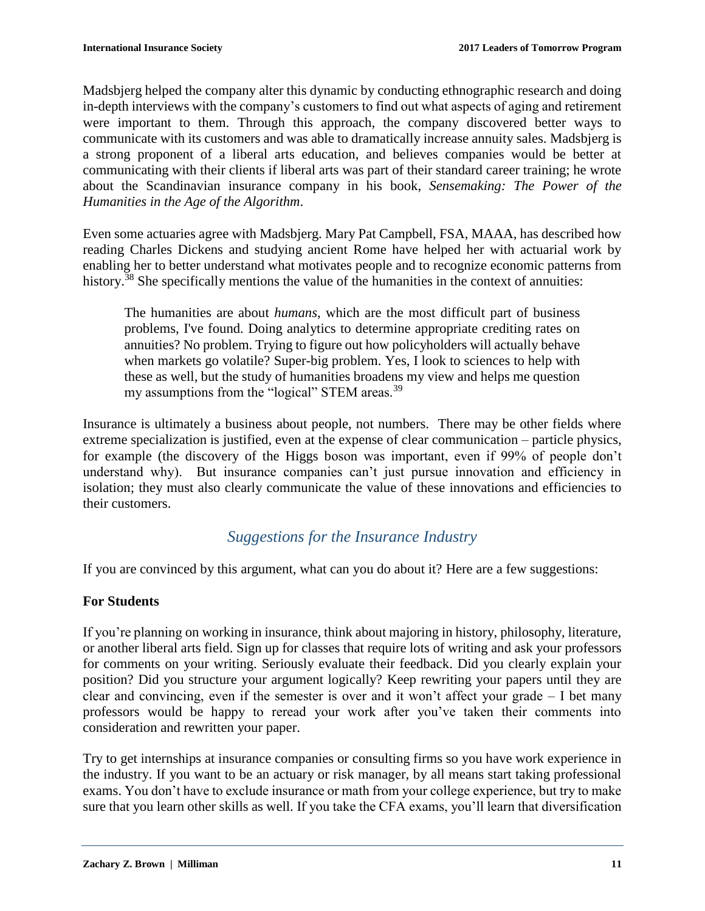Madsbjerg helped the company alter this dynamic by conducting ethnographic research and doing in-depth interviews with the company's customers to find out what aspects of aging and retirement were important to them. Through this approach, the company discovered better ways to communicate with its customers and was able to dramatically increase annuity sales. Madsbjerg is a strong proponent of a liberal arts education, and believes companies would be better at communicating with their clients if liberal arts was part of their standard career training; he wrote about the Scandinavian insurance company in his book, *Sensemaking: The Power of the Humanities in the Age of the Algorithm*.

Even some actuaries agree with Madsbjerg. Mary Pat Campbell, FSA, MAAA, has described how reading Charles Dickens and studying ancient Rome have helped her with actuarial work by enabling her to better understand what motivates people and to recognize economic patterns from history.[38] She specifically mentions the value of the humanities in the context of annuities:

> The humanities are about *humans*, which are the most difficult part of business problems, I've found. Doing analytics to determine appropriate crediting rates on annuities? No problem. Trying to figure out how policyholders will actually behave when markets go volatile? Super-big problem. Yes, I look to sciences to help with these as well, but the study of humanities broadens my view and helps me question my assumptions from the "logical" STEM areas.[39]

Insurance is ultimately a business about people, not numbers. There may be other fields where extreme specialization is justified, even at the expense of clear communication – particle physics, for example (the discovery of the Higgs boson was important, even if 99% of people don't understand why). But insurance companies can't just pursue innovation and efficiency in isolation; they must also clearly communicate the value of these innovations and efficiencies to their customers.

## *Suggestions for the Insurance Industry*

If you are convinced by this argument, what can you do about it? Here are a few suggestions:

### For Students

If you're planning on working in insurance, think about majoring in history, philosophy, literature, or another liberal arts field. Sign up for classes that require lots of writing and ask your professors for comments on your writing. Seriously evaluate their feedback. Did you clearly explain your position? Did you structure your argument logically? Keep rewriting your papers until they are clear and convincing, even if the semester is over and it won't affect your grade – I bet many professors would be happy to reread your work after you've taken their comments into consideration and rewritten your paper.

Try to get internships at insurance companies or consulting firms so you have work experience in the industry. If you want to be an actuary or risk manager, by all means start taking professional exams. You don't have to exclude insurance or math from your college experience, but try to make sure that you learn other skills as well. If you take the CFA exams, you'll learn that diversification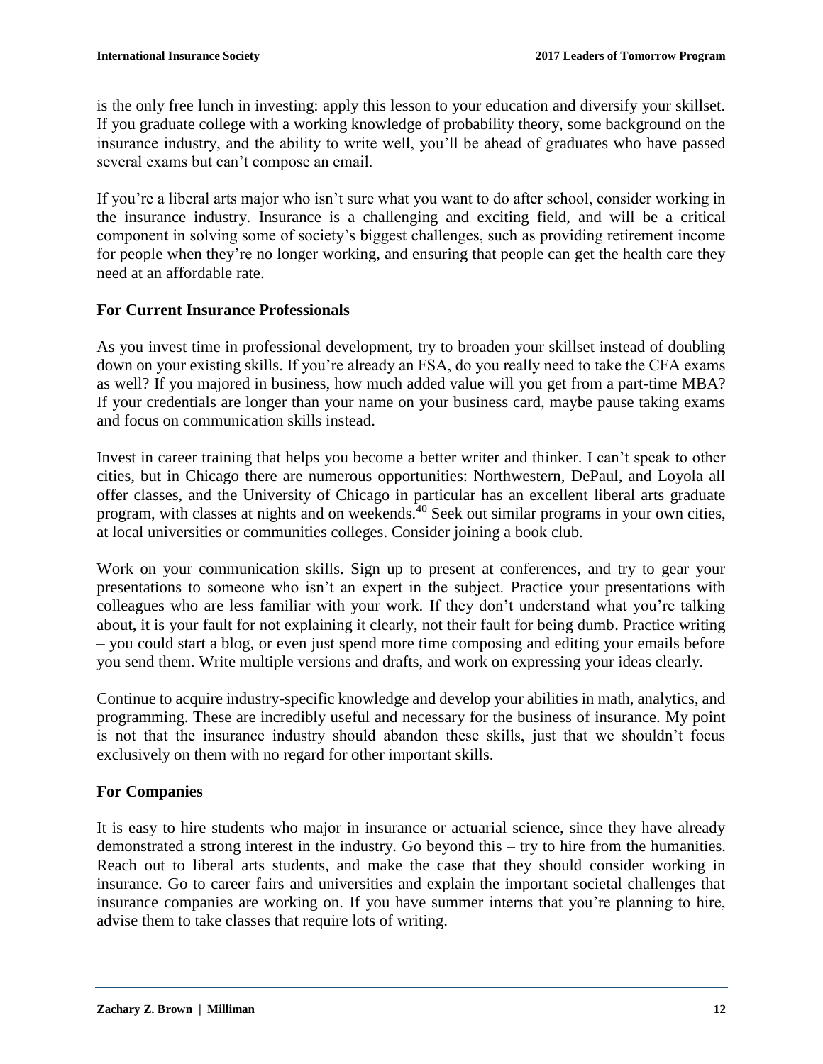is the only free lunch in investing: apply this lesson to your education and diversify your skillset. If you graduate college with a working knowledge of probability theory, some background on the insurance industry, and the ability to write well, you'll be ahead of graduates who have passed several exams but can't compose an email.

If you're a liberal arts major who isn't sure what you want to do after school, consider working in the insurance industry. Insurance is a challenging and exciting field, and will be a critical component in solving some of society's biggest challenges, such as providing retirement income for people when they're no longer working, and ensuring that people can get the health care they need at an affordable rate.

### For Current Insurance Professionals

As you invest time in professional development, try to broaden your skillset instead of doubling down on your existing skills. If you're already an FSA, do you really need to take the CFA exams as well? If you majored in business, how much added value will you get from a part-time MBA? If your credentials are longer than your name on your business card, maybe pause taking exams and focus on communication skills instead.

Invest in career training that helps you become a better writer and thinker. I can't speak to other cities, but in Chicago there are numerous opportunities: Northwestern, DePaul, and Loyola all offer classes, and the University of Chicago in particular has an excellent liberal arts graduate program, with classes at nights and on weekends.[40] Seek out similar programs in your own cities, at local universities or communities colleges. Consider joining a book club.

Work on your communication skills. Sign up to present at conferences, and try to gear your presentations to someone who isn't an expert in the subject. Practice your presentations with colleagues who are less familiar with your work. If they don't understand what you're talking about, it is your fault for not explaining it clearly, not their fault for being dumb. Practice writing – you could start a blog, or even just spend more time composing and editing your emails before you send them. Write multiple versions and drafts, and work on expressing your ideas clearly.

Continue to acquire industry-specific knowledge and develop your abilities in math, analytics, and programming. These are incredibly useful and necessary for the business of insurance. My point is not that the insurance industry should abandon these skills, just that we shouldn't focus exclusively on them with no regard for other important skills.

### For Companies

It is easy to hire students who major in insurance or actuarial science, since they have already demonstrated a strong interest in the industry. Go beyond this – try to hire from the humanities. Reach out to liberal arts students, and make the case that they should consider working in insurance. Go to career fairs and universities and explain the important societal challenges that insurance companies are working on. If you have summer interns that you're planning to hire, advise them to take classes that require lots of writing.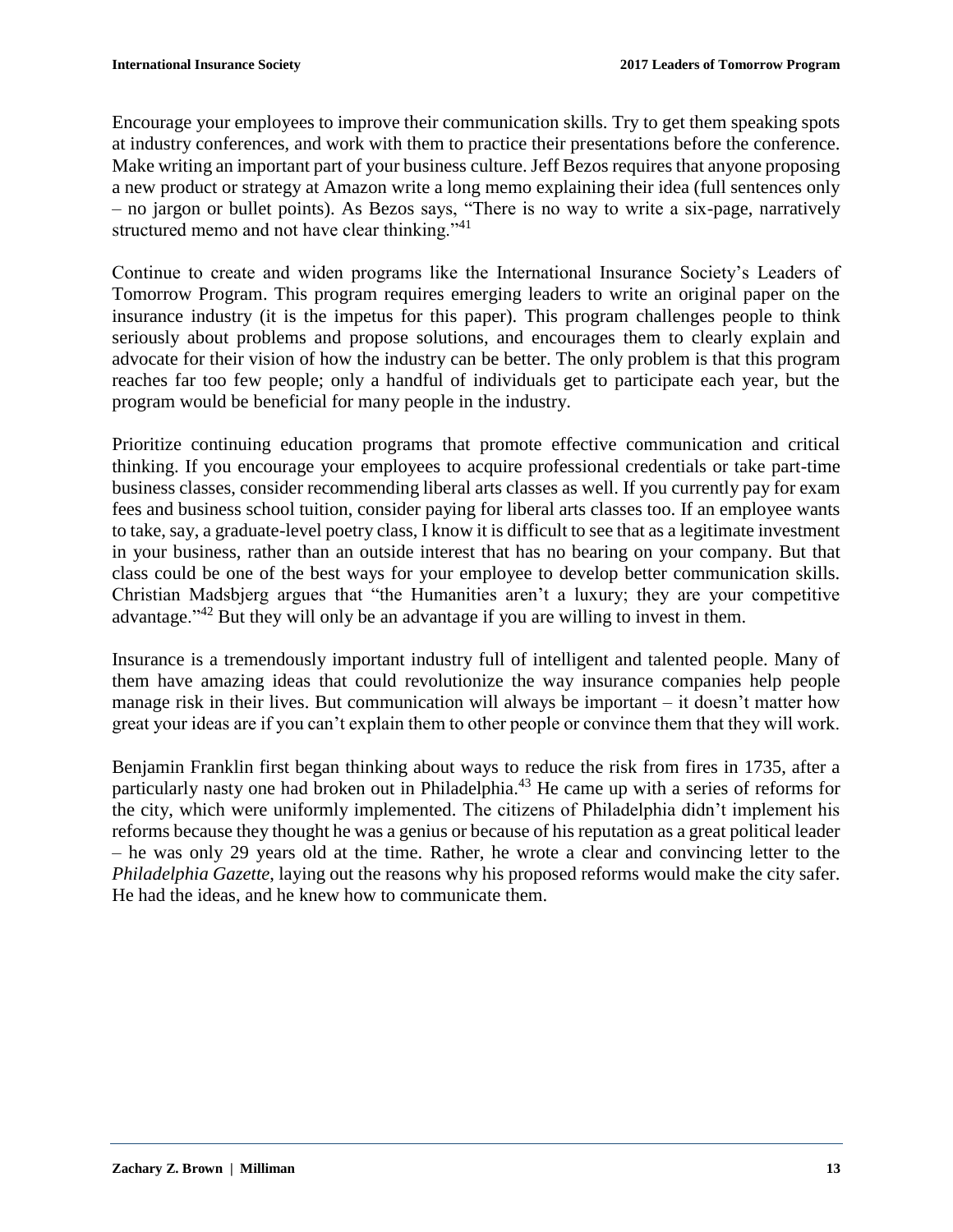Encourage your employees to improve their communication skills. Try to get them speaking spots at industry conferences, and work with them to practice their presentations before the conference. Make writing an important part of your business culture. Jeff Bezos requires that anyone proposing a new product or strategy at Amazon write a long memo explaining their idea (full sentences only – no jargon or bullet points). As Bezos says, "There is no way to write a six-page, narratively structured memo and not have clear thinking."[41]

Continue to create and widen programs like the International Insurance Society's Leaders of Tomorrow Program. This program requires emerging leaders to write an original paper on the insurance industry (it is the impetus for this paper). This program challenges people to think seriously about problems and propose solutions, and encourages them to clearly explain and advocate for their vision of how the industry can be better. The only problem is that this program reaches far too few people; only a handful of individuals get to participate each year, but the program would be beneficial for many people in the industry.

Prioritize continuing education programs that promote effective communication and critical thinking. If you encourage your employees to acquire professional credentials or take part-time business classes, consider recommending liberal arts classes as well. If you currently pay for exam fees and business school tuition, consider paying for liberal arts classes too. If an employee wants to take, say, a graduate-level poetry class, I know it is difficult to see that as a legitimate investment in your business, rather than an outside interest that has no bearing on your company. But that class could be one of the best ways for your employee to develop better communication skills. Christian Madsbjerg argues that "the Humanities aren't a luxury; they are your competitive advantage."[42] But they will only be an advantage if you are willing to invest in them.

Insurance is a tremendously important industry full of intelligent and talented people. Many of them have amazing ideas that could revolutionize the way insurance companies help people manage risk in their lives. But communication will always be important – it doesn't matter how great your ideas are if you can't explain them to other people or convince them that they will work.

Benjamin Franklin first began thinking about ways to reduce the risk from fires in 1735, after a particularly nasty one had broken out in Philadelphia.[43] He came up with a series of reforms for the city, which were uniformly implemented. The citizens of Philadelphia didn't implement his reforms because they thought he was a genius or because of his reputation as a great political leader – he was only 29 years old at the time. Rather, he wrote a clear and convincing letter to the *Philadelphia Gazette*, laying out the reasons why his proposed reforms would make the city safer. He had the ideas, and he knew how to communicate them.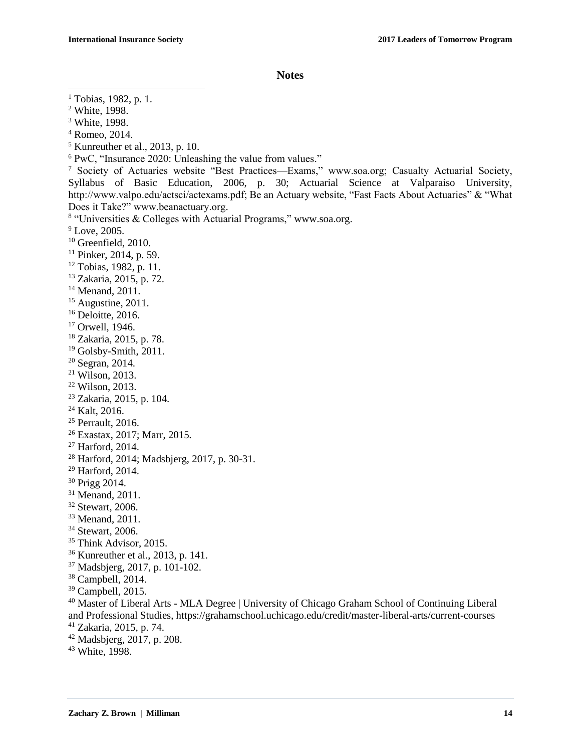## Notes

[1] Tobias, 1982, p. 1.
[2] White, 1998.
[3] White, 1998.
[4] Romeo, 2014.
[5] Kunreuther et al., 2013, p. 10.
[6] PwC, "Insurance 2020: Unleashing the value from values."
[7] Society of Actuaries website "Best Practices—Exams," www.soa.org; Casualty Actuarial Society, Syllabus of Basic Education, 2006, p. 30; Actuarial Science at Valparaiso University, http://www.valpo.edu/actsci/actexams.pdf; Be an Actuary website, "Fast Facts About Actuaries" & "What Does it Take?" www.beanactuary.org.
[8] "Universities & Colleges with Actuarial Programs," www.soa.org.
[9] Love, 2005.
[10] Greenfield, 2010.
[11] Pinker, 2014, p. 59.
[12] Tobias, 1982, p. 11.
[13] Zakaria, 2015, p. 72.
[14] Menand, 2011.
[15] Augustine, 2011.
[16] Deloitte, 2016.
[17] Orwell, 1946.
[18] Zakaria, 2015, p. 78.
[19] Golsby-Smith, 2011.
[20] Segran, 2014.
[21] Wilson, 2013.
[22] Wilson, 2013.
[23] Zakaria, 2015, p. 104.
[24] Kalt, 2016.
[25] Perrault, 2016.
[26] Exastax, 2017; Marr, 2015.
[27] Harford, 2014.
[28] Harford, 2014; Madsbjerg, 2017, p. 30-31.
[29] Harford, 2014.
[30] Prigg 2014.
[31] Menand, 2011.
[32] Stewart, 2006.
[33] Menand, 2011.
[34] Stewart, 2006.
[35] Think Advisor, 2015.
[36] Kunreuther et al., 2013, p. 141.
[37] Madsbjerg, 2017, p. 101-102.
[38] Campbell, 2014.
[39] Campbell, 2015.
[40] Master of Liberal Arts - MLA Degree | University of Chicago Graham School of Continuing Liberal and Professional Studies, https://grahamschool.uchicago.edu/credit/master-liberal-arts/current-courses
[41] Zakaria, 2015, p. 74.
[42] Madsbjerg, 2017, p. 208.
[43] White, 1998.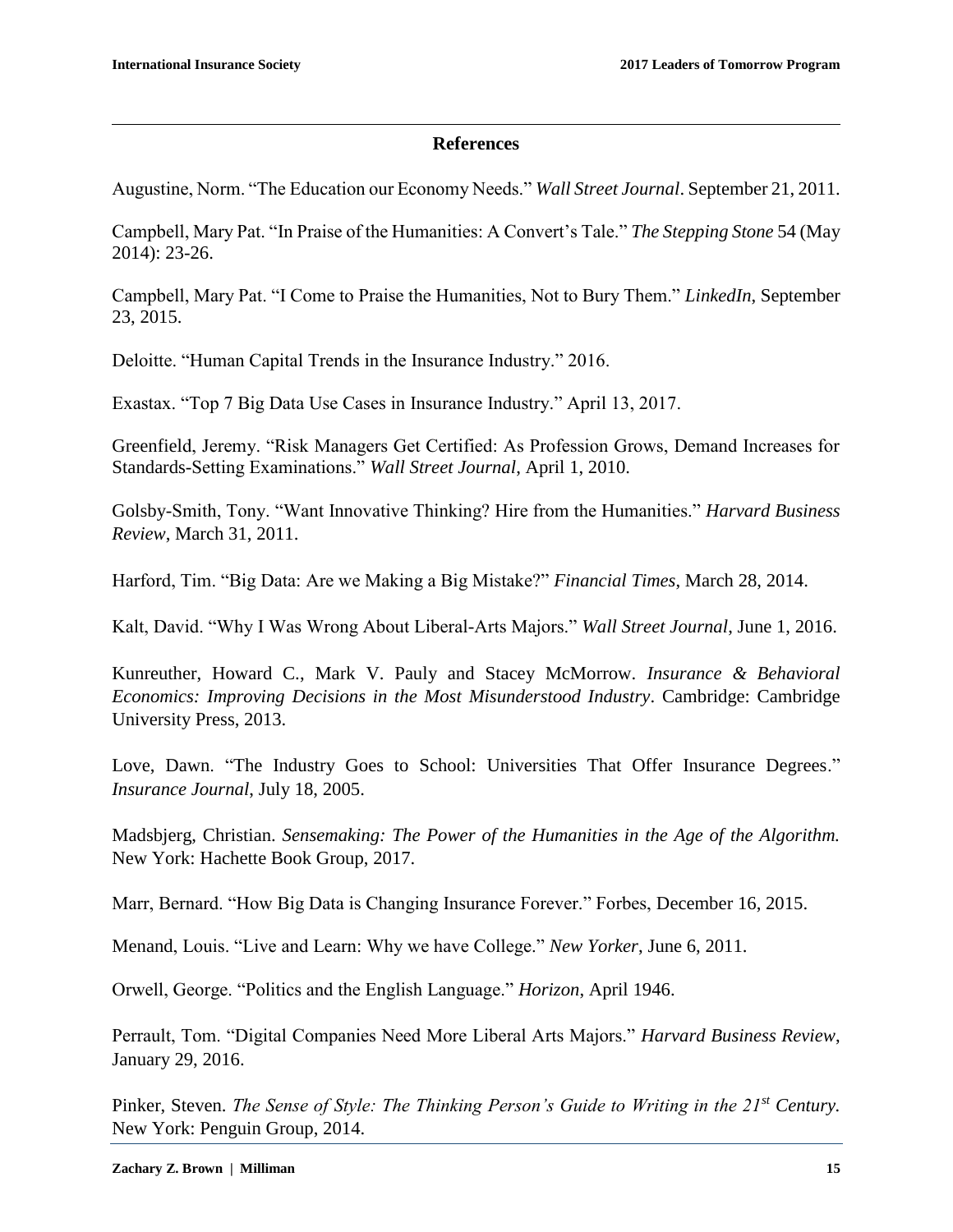## References

Augustine, Norm. “The Education our Economy Needs.” *Wall Street Journal*. September 21, 2011.

Campbell, Mary Pat. “In Praise of the Humanities: A Convert’s Tale.” *The Stepping Stone* 54 (May 2014): 23-26.

Campbell, Mary Pat. “I Come to Praise the Humanities, Not to Bury Them.” *LinkedIn*, September 23, 2015.

Deloitte. “Human Capital Trends in the Insurance Industry.” 2016.

Exastax. “Top 7 Big Data Use Cases in Insurance Industry.” April 13, 2017.

Greenfield, Jeremy. “Risk Managers Get Certified: As Profession Grows, Demand Increases for Standards-Setting Examinations.” *Wall Street Journal*, April 1, 2010.

Golsby-Smith, Tony. “Want Innovative Thinking? Hire from the Humanities.” *Harvard Business Review*, March 31, 2011.

Harford, Tim. “Big Data: Are we Making a Big Mistake?” *Financial Times*, March 28, 2014.

Kalt, David. “Why I Was Wrong About Liberal-Arts Majors.” *Wall Street Journal*, June 1, 2016.

Kunreuther, Howard C., Mark V. Pauly and Stacey McMorrow. *Insurance & Behavioral Economics: Improving Decisions in the Most Misunderstood Industry*. Cambridge: Cambridge University Press, 2013.

Love, Dawn. “The Industry Goes to School: Universities That Offer Insurance Degrees.” *Insurance Journal*, July 18, 2005.

Madsbjerg, Christian. *Sensemaking: The Power of the Humanities in the Age of the Algorithm.* New York: Hachette Book Group, 2017.

Marr, Bernard. “How Big Data is Changing Insurance Forever.” Forbes, December 16, 2015.

Menand, Louis. “Live and Learn: Why we have College.” *New Yorker*, June 6, 2011.

Orwell, George. “Politics and the English Language.” *Horizon*, April 1946.

Perrault, Tom. “Digital Companies Need More Liberal Arts Majors.” *Harvard Business Review*, January 29, 2016.

Pinker, Steven. *The Sense of Style: The Thinking Person’s Guide to Writing in the 21st Century.* New York: Penguin Group, 2014.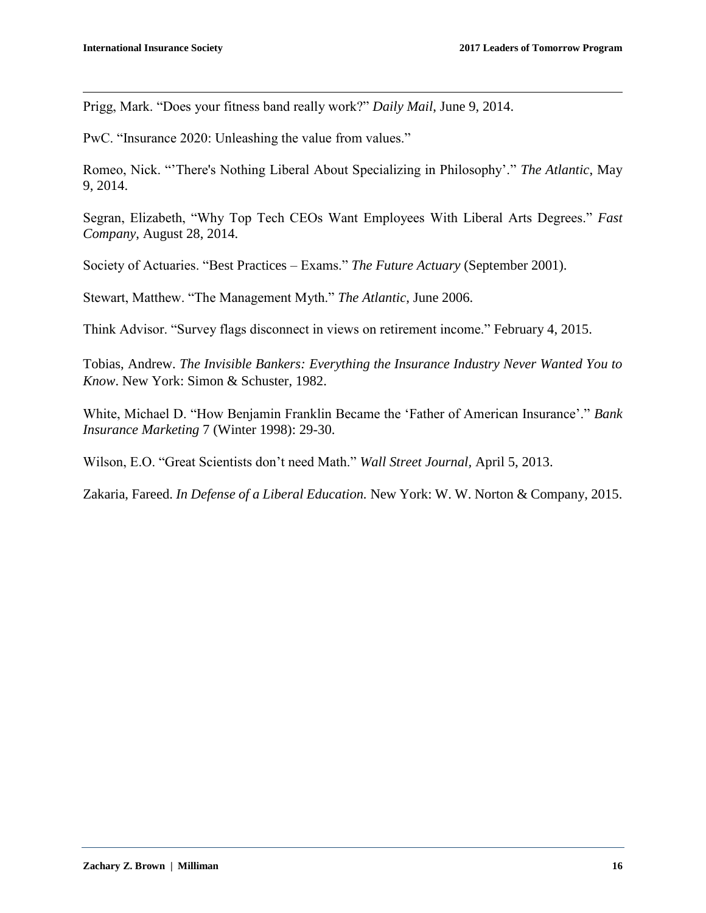Prigg, Mark. "Does your fitness band really work?" *Daily Mail*, June 9, 2014.

PwC. "Insurance 2020: Unleashing the value from values."

Romeo, Nick. "'There's Nothing Liberal About Specializing in Philosophy'." *The Atlantic*, May 9, 2014.

Segran, Elizabeth, "Why Top Tech CEOs Want Employees With Liberal Arts Degrees." *Fast Company*, August 28, 2014.

Society of Actuaries. "Best Practices – Exams." *The Future Actuary* (September 2001).

Stewart, Matthew. "The Management Myth." *The Atlantic*, June 2006.

Think Advisor. "Survey flags disconnect in views on retirement income." February 4, 2015.

Tobias, Andrew. *The Invisible Bankers: Everything the Insurance Industry Never Wanted You to Know*. New York: Simon & Schuster, 1982.

White, Michael D. "How Benjamin Franklin Became the 'Father of American Insurance'." *Bank Insurance Marketing* 7 (Winter 1998): 29-30.

Wilson, E.O. "Great Scientists don't need Math." *Wall Street Journal*, April 5, 2013.

Zakaria, Fareed. *In Defense of a Liberal Education.* New York: W. W. Norton & Company, 2015.